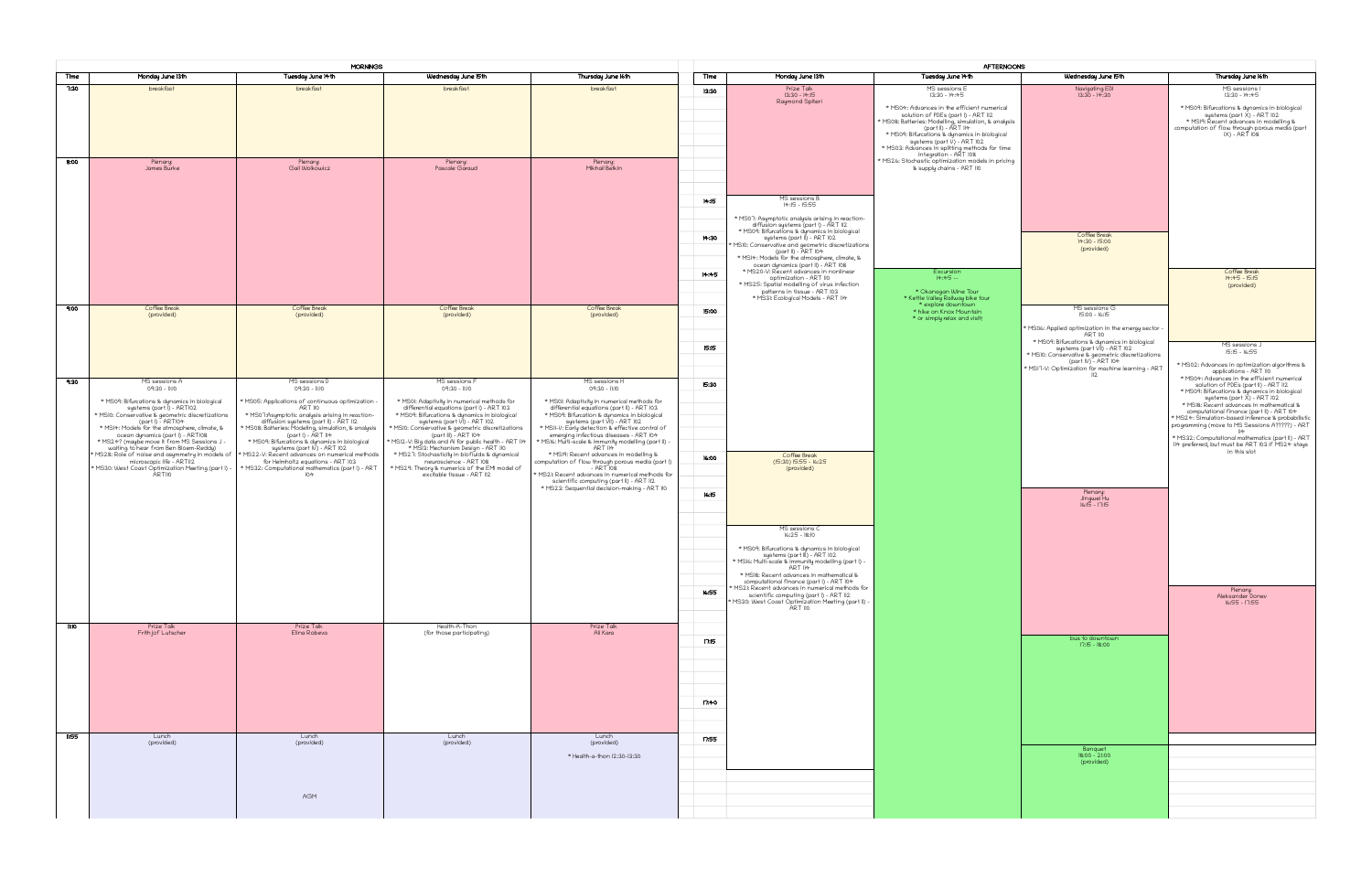## MORNINGS

| Time | Monday June 13th | Tuesday June 14th | Wednesday June 15th | Thursday June 16th |
|---|---|---|---|---|
| 7:30 | breakfast | breakfast | breakfast | breakfast |
| 8:00 | Plenary: James Burke | Plenary: Gail Wolkowicz | Plenary: Pascale Garaud | Plenary: Mikhail Belkin |
| 9:00 | Coffee Break (provided) | Coffee Break (provided) | Coffee Break (provided) | Coffee Break (provided) |
| 9:30 | MS sessions A 09:30 - 11:10<br>* MS09: Bifurcations & dynamics in biological systems (part I) - ART102<br>* MS10: Conservative & geometric discretizations (part I) - ART104<br>* MS14: Models for the atmosphere, climate, & ocean dynamics (part I) - ART108<br>* MS24? (maybe move it from MS Sessions J - waiting to hear from Ben Bloem-Reddy)<br>* MS28: Role of noise and asymmetry in models of microscopic life - ART112<br>* MS30: West Coast Optimization Meeting (part I) - ART110 | MS sessions D 09:30 - 11:10<br>* MS05: Applications of continuous optimization - ART 110<br>* MS07:Asymptotic analysis arising in reaction-diffusion systems (part II) - ART 112<br>* MS08: Batteries: Modeling, simulation, & analysis (part I) - ART 114<br>* MS09: Bifurcations & dynamics in biological systems (part IV) - ART 102<br>* MS22-V: Recent advances on numerical methods for Helmholtz equations - ART 103<br>* MS32: Computational mathematics (part I) - ART 104 | MS sessions F 09:30 - 11:10<br>* MS01: Adaptivity in numerical methods for differential equations (part I) - ART 103<br>* MS09: Bifurcations & dynamics in biological systems (part VI) - ART 102<br>* MS10: Conservative & geometric discretizations (part III) - ART 104<br>* MS12-V: Big data and AI for public health - ART 114<br>* MS13: Mechanism Design - ART 110<br>* MS27: Stochasticity in biofluids & dynamical neuroscience - ART 108<br>* MS29: Theory & numerics of the EMI model of excitable tissue - ART 112 | MS sessions H 09:30 - 11:10<br>* MS01: Adaptivity in numerical methods for differential equations (part II) - ART 103<br>* MS09: Bifurcation & dynamics in biological systems (part VIII) - ART 102<br>* MS11-V: Early detection & effective control of emerging infectious diseases - ART 104<br>* MS16: Multi-scale & immunity modelling (part II) - ART 114<br>* MS19: Recent advances in modelling & computation of flow through porous media (part I) - ART 108<br>* MS21: Recent advances in numerical methods for scientific computing (part II) - ART 112<br>* MS23: Sequential decision-making - ART 110 |
| 11:10 | Prize Talk Fridtjof Lutscher | Prize Talk Elina Robeva | Health-A-Thon (for those participating) | Prize Talk Ali Kara |
| 11:55 | Lunch (provided) | Lunch (provided)<br>AGM | Lunch (provided) | Lunch (provided)<br>* Health-a-thon 12:30-13:30 |

## AFTERNOONS

| Time | Monday June 13th | Tuesday June 14th | Wednesday June 15th | Thursday June 16th |
|---|---|---|---|---|
| 13:30 | Prize Talk 13:30 - 14:15 Raymond Spiteri | MS sessions E 13:30 - 14:45<br>* MS04: Advances in the efficient numerical solution of PDEs (part I) - ART 112<br>* MS08: Batteries: Modelling, simulation, & analysis (part II) - ART 114<br>* MS09: Bifurcations & dynamics in biological systems (part V) - ART 102<br>* MS03: Advances in splitting methods for time integration - ART 108<br>* MS26: Stochastic optimization models in pricing & supply chains - ART 110 | Navigating EDI 13:30 - 14:30 | MS sessions I 13:30 - 14:45<br>* MS09: Bifurcations & dynamics in biological systems (part X) - ART 102<br>* MS19: Recent advances in modelling & computation of flow through porous media (part IX) - ART 108 |
| 14:15 | MS sessions B 14:15 - 15:55<br>* MS07: Asymptotic analysis arising in reaction-diffusion systems (part I) - ART 112<br>* MS09: Bifurcations & dynamics in biological systems (part II) - ART 102<br>* MS10: Conservative and geometric discretizations (part II) - ART 104<br>* MS14: Models for the atmosphere, climate, & ocean dynamics (part II) - ART 108<br>* MS20-V: Recent advances in nonlinear optimization - ART 110<br>* MS25: Spatial modelling of virus infection patterns in tissue - ART 103<br>* MS31: Ecological Models - ART 114 | | | |
| 14:30 | | | Coffee Break 14:30 - 15:00 (provided) | |
| 14:45 | | Excursion 14:45 --<br>* Okanagan Wine Tour<br>* Kettle Valley Railway bike tour<br>* explore downtown<br>* hike on Knox Mountain<br>* or simply relax and visit! | | Coffee Break 14:45 - 15:15 (provided) |
| 15:00 | | | MS sessions G 15:00 - 16:15<br>* MS06: Applied optimization in the energy sector - ART 110<br>* MS09: Bifurcations & dynamics in biological systems (part VII) - ART 102<br>* MS10: Conservative & geometric discretizations (part IV) - ART 104<br>* MS17-V: Optimization for machine learning - ART 112 | |
| 15:15 | | | | MS sessions J 15:15 - 16:55<br>* MS02: Advances in optimization algorithms & applications - ART 110<br>* MS04: Advances in the efficient numerical solution of PDEs (part II) - ART 112<br>* MS09: Bifurcations & dynamics in biological systems (part X) - ART 102<br>* MS18: Recent advances in mathematical & computational finance (part II) - ART 104<br>* MS24: Simulation-based inference & probabilistic programming (move to MS Sessions A?????) - ART 114<br>* MS32: Computational mathematics (part II) - ART 114 preferred, but must be ART 103 if MS24 stays in this slot |
| 15:30 | | | | |
| 16:00 | Coffee Break (15:30) 15:55 - 16:25 (provided) | | | |
| 16:15 | | | Plenary: Jingwei Hu 16:15 - 17:15 | |
| 16:25 | MS sessions C 16:25 - 18:10<br>* MS09: Bifurcations & dynamics in biological systems (part III) - ART 102<br>* MS16: Multi-scale & immunity modelling (part I) - ART 114<br>* MS18: Recent advances in mathematical & computational finance (part I) - ART 104<br>* MS21: Recent advances in numerical methods for scientific computing (part I) - ART 112<br>* MS30: West Coast Optimization Meeting (part II) - ART 110 | | | |
| 16:55 | | | | Plenary: Aleksander Donev 16:55 - 17:55 |
| 17:15 | | | bus to downtown 17:15 - 18:00 | |
| 17:40 | | | | |
| 17:55 | | | Banquet 18:00 - 21:00 (provided) | |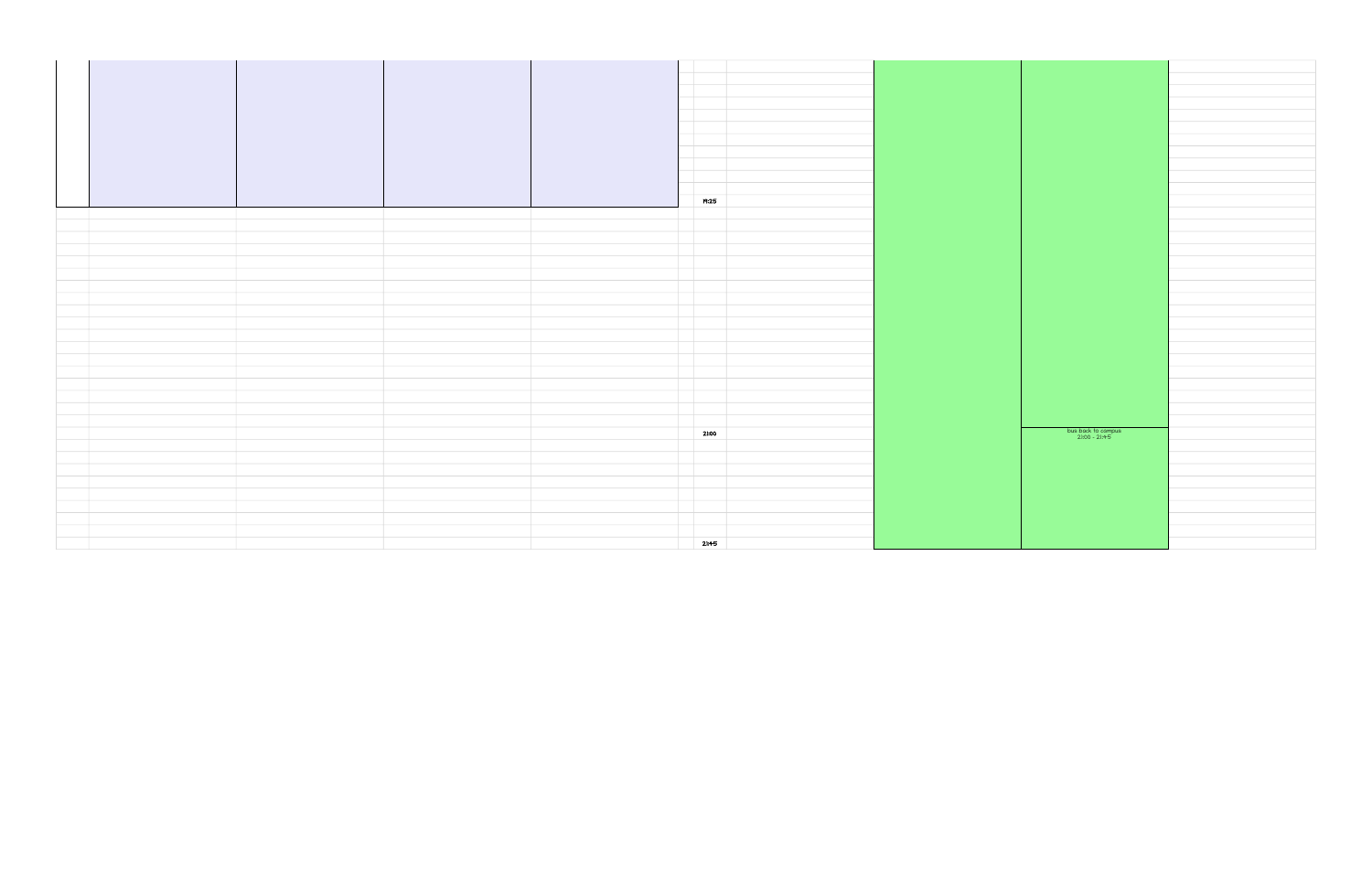19:25

21:00

bus back to campus
21:00 - 21:45

21:45